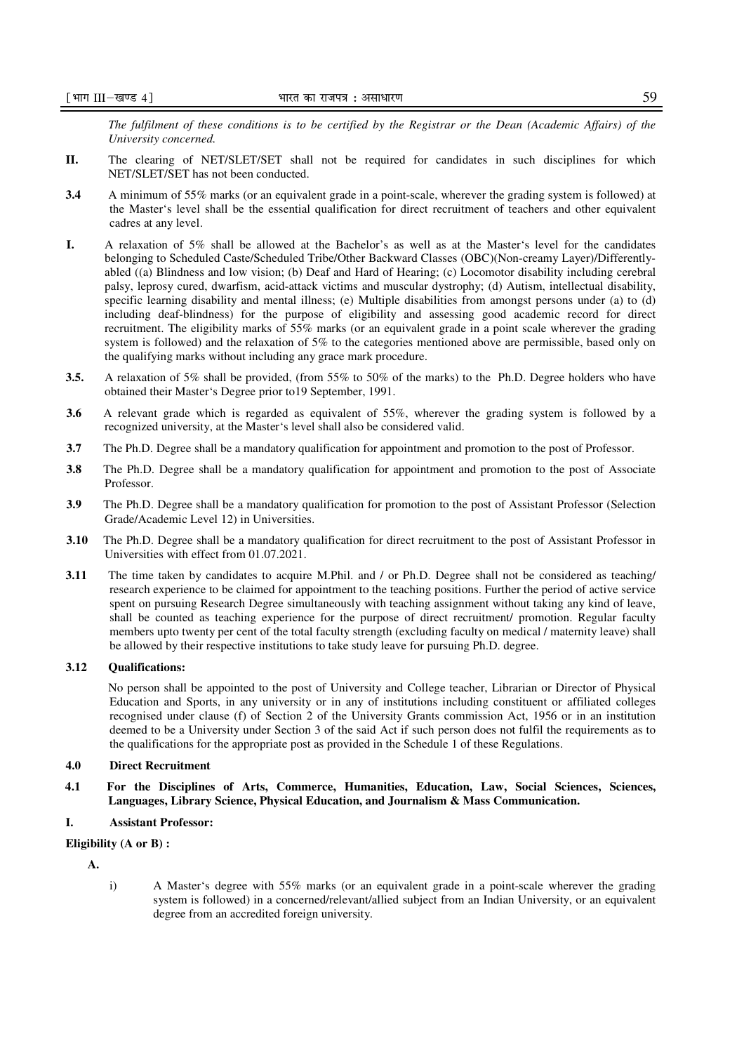*The fulfilment of these conditions is to be certified by the Registrar or the Dean (Academic Affairs) of the University concerned.*

**II.** The clearing of NET/SLET/SET shall not be required for candidates in such disciplines for which NET/SLET/SET has not been conducted.

**3.4** A minimum of 55% marks (or an equivalent grade in a point-scale, wherever the grading system is followed) at the Master's level shall be the essential qualification for direct recruitment of teachers and other equivalent cadres at any level.

**I.** A relaxation of 5% shall be allowed at the Bachelor's as well as at the Master's level for the candidates belonging to Scheduled Caste/Scheduled Tribe/Other Backward Classes (OBC)(Non-creamy Layer)/Differently-abled ((a) Blindness and low vision; (b) Deaf and Hard of Hearing; (c) Locomotor disability including cerebral palsy, leprosy cured, dwarfism, acid-attack victims and muscular dystrophy; (d) Autism, intellectual disability, specific learning disability and mental illness; (e) Multiple disabilities from amongst persons under (a) to (d) including deaf-blindness) for the purpose of eligibility and assessing good academic record for direct recruitment. The eligibility marks of 55% marks (or an equivalent grade in a point scale wherever the grading system is followed) and the relaxation of 5% to the categories mentioned above are permissible, based only on the qualifying marks without including any grace mark procedure.

**3.5.** A relaxation of 5% shall be provided, (from 55% to 50% of the marks) to the Ph.D. Degree holders who have obtained their Master's Degree prior to19 September, 1991.

**3.6** A relevant grade which is regarded as equivalent of 55%, wherever the grading system is followed by a recognized university, at the Master's level shall also be considered valid.

**3.7** The Ph.D. Degree shall be a mandatory qualification for appointment and promotion to the post of Professor.

**3.8** The Ph.D. Degree shall be a mandatory qualification for appointment and promotion to the post of Associate Professor.

**3.9** The Ph.D. Degree shall be a mandatory qualification for promotion to the post of Assistant Professor (Selection Grade/Academic Level 12) in Universities.

**3.10** The Ph.D. Degree shall be a mandatory qualification for direct recruitment to the post of Assistant Professor in Universities with effect from 01.07.2021.

**3.11** The time taken by candidates to acquire M.Phil. and / or Ph.D. Degree shall not be considered as teaching/ research experience to be claimed for appointment to the teaching positions. Further the period of active service spent on pursuing Research Degree simultaneously with teaching assignment without taking any kind of leave, shall be counted as teaching experience for the purpose of direct recruitment/ promotion. Regular faculty members upto twenty per cent of the total faculty strength (excluding faculty on medical / maternity leave) shall be allowed by their respective institutions to take study leave for pursuing Ph.D. degree.

**3.12 Qualifications:**

No person shall be appointed to the post of University and College teacher, Librarian or Director of Physical Education and Sports, in any university or in any of institutions including constituent or affiliated colleges recognised under clause (f) of Section 2 of the University Grants commission Act, 1956 or in an institution deemed to be a University under Section 3 of the said Act if such person does not fulfil the requirements as to the qualifications for the appropriate post as provided in the Schedule 1 of these Regulations.

## 4.0 Direct Recruitment

### 4.1 For the Disciplines of Arts, Commerce, Humanities, Education, Law, Social Sciences, Sciences, Languages, Library Science, Physical Education, and Journalism & Mass Communication.

**I. Assistant Professor:**

**Eligibility (A or B) :**

**A.**

i) A Master's degree with 55% marks (or an equivalent grade in a point-scale wherever the grading system is followed) in a concerned/relevant/allied subject from an Indian University, or an equivalent degree from an accredited foreign university.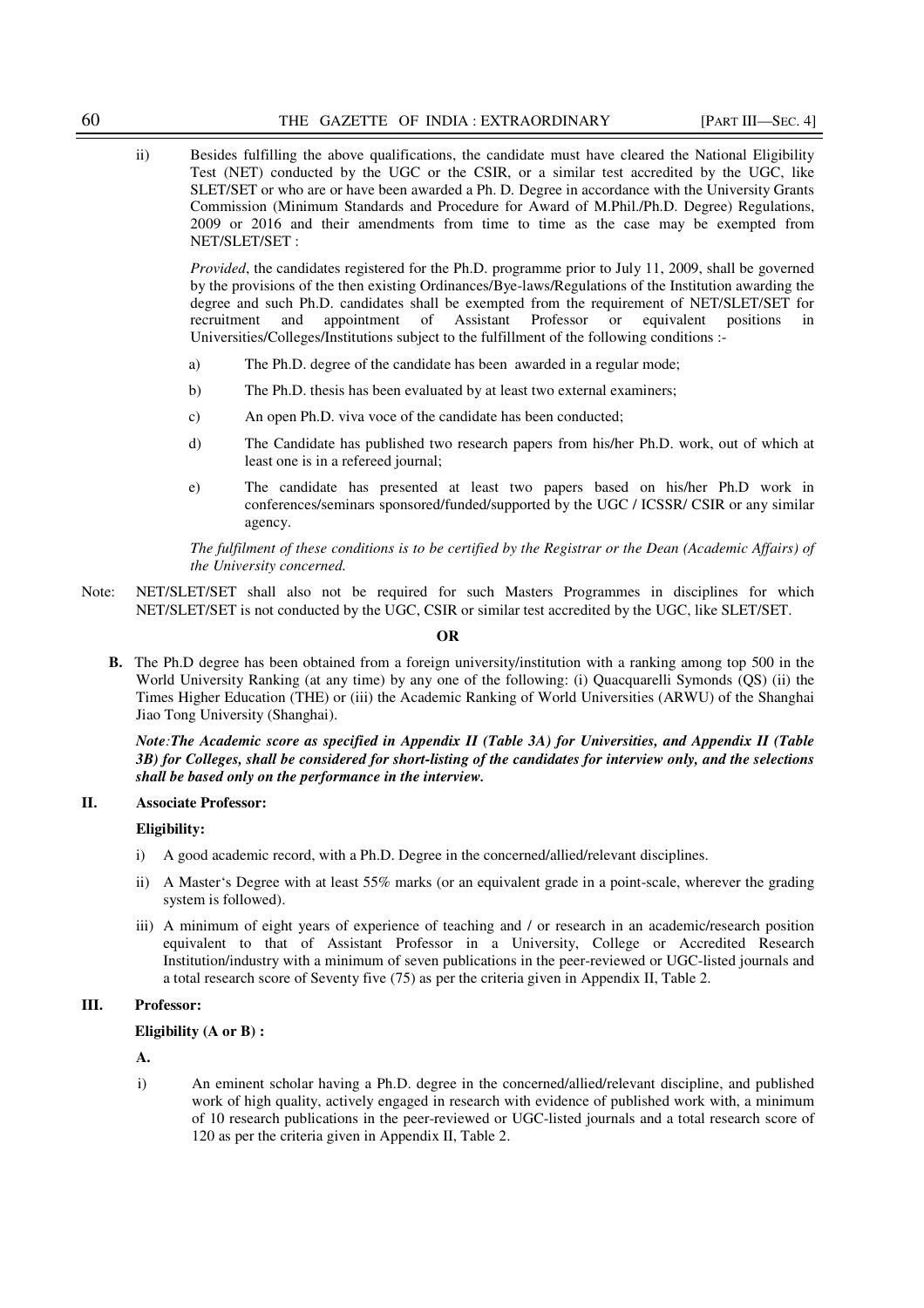ii) Besides fulfilling the above qualifications, the candidate must have cleared the National Eligibility Test (NET) conducted by the UGC or the CSIR, or a similar test accredited by the UGC, like SLET/SET or who are or have been awarded a Ph. D. Degree in accordance with the University Grants Commission (Minimum Standards and Procedure for Award of M.Phil./Ph.D. Degree) Regulations, 2009 or 2016 and their amendments from time to time as the case may be exempted from NET/SLET/SET :

*Provided*, the candidates registered for the Ph.D. programme prior to July 11, 2009, shall be governed by the provisions of the then existing Ordinances/Bye-laws/Regulations of the Institution awarding the degree and such Ph.D. candidates shall be exempted from the requirement of NET/SLET/SET for recruitment and appointment of Assistant Professor or equivalent positions in Universities/Colleges/Institutions subject to the fulfillment of the following conditions :-

a) The Ph.D. degree of the candidate has been awarded in a regular mode;

b) The Ph.D. thesis has been evaluated by at least two external examiners;

c) An open Ph.D. viva voce of the candidate has been conducted;

d) The Candidate has published two research papers from his/her Ph.D. work, out of which at least one is in a refereed journal;

e) The candidate has presented at least two papers based on his/her Ph.D work in conferences/seminars sponsored/funded/supported by the UGC / ICSSR/ CSIR or any similar agency.

*The fulfilment of these conditions is to be certified by the Registrar or the Dean (Academic Affairs) of the University concerned.*

Note: NET/SLET/SET shall also not be required for such Masters Programmes in disciplines for which NET/SLET/SET is not conducted by the UGC, CSIR or similar test accredited by the UGC, like SLET/SET.

**OR**

**B.** The Ph.D degree has been obtained from a foreign university/institution with a ranking among top 500 in the World University Ranking (at any time) by any one of the following: (i) Quacquarelli Symonds (QS) (ii) the Times Higher Education (THE) or (iii) the Academic Ranking of World Universities (ARWU) of the Shanghai Jiao Tong University (Shanghai).

***Note*****:** ***The Academic score as specified in Appendix II (Table 3A) for Universities, and Appendix II (Table 3B) for Colleges, shall be considered for short-listing of the candidates for interview only, and the selections shall be based only on the performance in the interview.***

## II. Associate Professor:

**Eligibility:**

i) A good academic record, with a Ph.D. Degree in the concerned/allied/relevant disciplines.

ii) A Master's Degree with at least 55% marks (or an equivalent grade in a point-scale, wherever the grading system is followed).

iii) A minimum of eight years of experience of teaching and / or research in an academic/research position equivalent to that of Assistant Professor in a University, College or Accredited Research Institution/industry with a minimum of seven publications in the peer-reviewed or UGC-listed journals and a total research score of Seventy five (75) as per the criteria given in Appendix II, Table 2.

## III. Professor:

**Eligibility (A or B) :**

**A.**

i) An eminent scholar having a Ph.D. degree in the concerned/allied/relevant discipline, and published work of high quality, actively engaged in research with evidence of published work with, a minimum of 10 research publications in the peer-reviewed or UGC-listed journals and a total research score of 120 as per the criteria given in Appendix II, Table 2.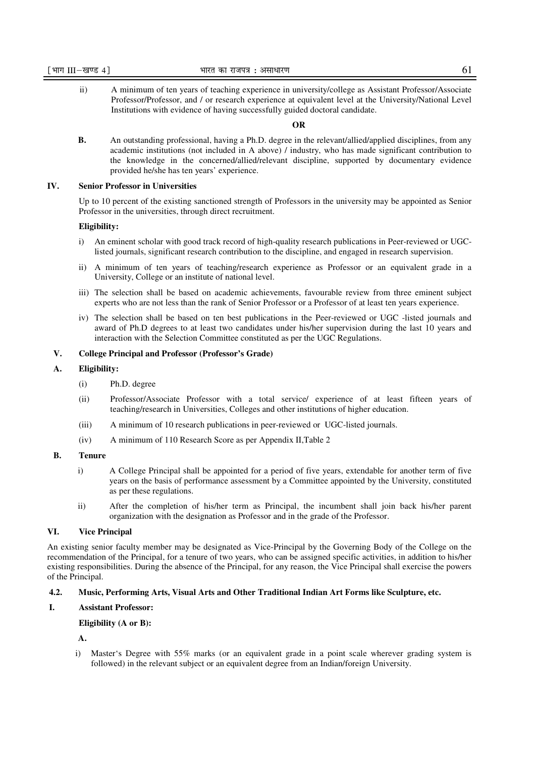ii) A minimum of ten years of teaching experience in university/college as Assistant Professor/Associate Professor/Professor, and / or research experience at equivalent level at the University/National Level Institutions with evidence of having successfully guided doctoral candidate.

**OR**

**B.** An outstanding professional, having a Ph.D. degree in the relevant/allied/applied disciplines, from any academic institutions (not included in A above) / industry, who has made significant contribution to the knowledge in the concerned/allied/relevant discipline, supported by documentary evidence provided he/she has ten years' experience.

**IV. Senior Professor in Universities**

Up to 10 percent of the existing sanctioned strength of Professors in the university may be appointed as Senior Professor in the universities, through direct recruitment.

**Eligibility:**

i) An eminent scholar with good track record of high-quality research publications in Peer-reviewed or UGC-listed journals, significant research contribution to the discipline, and engaged in research supervision.

ii) A minimum of ten years of teaching/research experience as Professor or an equivalent grade in a University, College or an institute of national level.

iii) The selection shall be based on academic achievements, favourable review from three eminent subject experts who are not less than the rank of Senior Professor or a Professor of at least ten years experience.

iv) The selection shall be based on ten best publications in the Peer-reviewed or UGC -listed journals and award of Ph.D degrees to at least two candidates under his/her supervision during the last 10 years and interaction with the Selection Committee constituted as per the UGC Regulations.

**V. College Principal and Professor (Professor's Grade)**

**A. Eligibility:**

(i) Ph.D. degree

(ii) Professor/Associate Professor with a total service/ experience of at least fifteen years of teaching/research in Universities, Colleges and other institutions of higher education.

(iii) A minimum of 10 research publications in peer-reviewed or UGC-listed journals.

(iv) A minimum of 110 Research Score as per Appendix II,Table 2

**B. Tenure**

i) A College Principal shall be appointed for a period of five years, extendable for another term of five years on the basis of performance assessment by a Committee appointed by the University, constituted as per these regulations.

ii) After the completion of his/her term as Principal, the incumbent shall join back his/her parent organization with the designation as Professor and in the grade of the Professor.

**VI. Vice Principal**

An existing senior faculty member may be designated as Vice-Principal by the Governing Body of the College on the recommendation of the Principal, for a tenure of two years, who can be assigned specific activities, in addition to his/her existing responsibilities. During the absence of the Principal, for any reason, the Vice Principal shall exercise the powers of the Principal.

**4.2. Music, Performing Arts, Visual Arts and Other Traditional Indian Art Forms like Sculpture, etc.**

**I. Assistant Professor:**

**Eligibility (A or B):**

**A.**

i) Master's Degree with 55% marks (or an equivalent grade in a point scale wherever grading system is followed) in the relevant subject or an equivalent degree from an Indian/foreign University.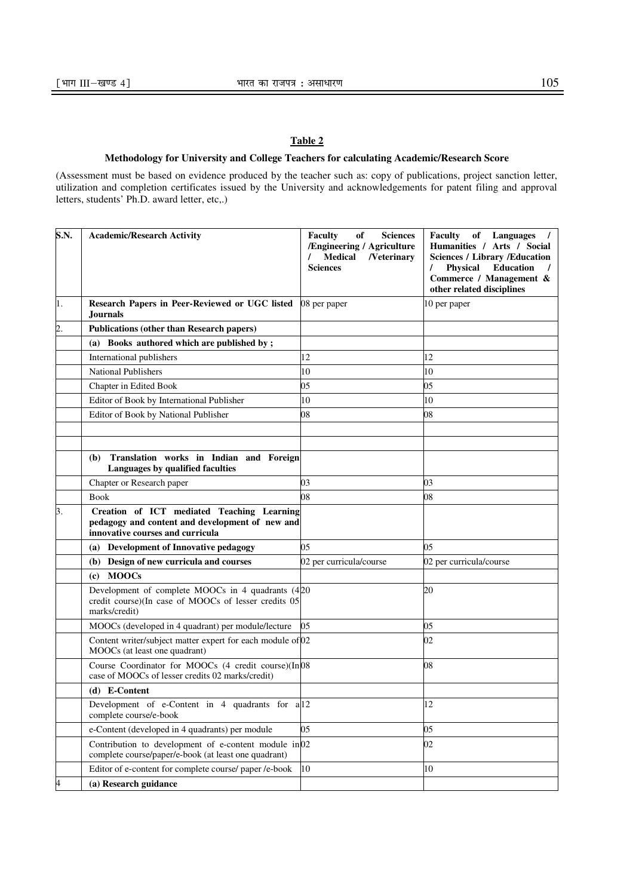## Table 2

### Methodology for University and College Teachers for calculating Academic/Research Score

(Assessment must be based on evidence produced by the teacher such as: copy of publications, project sanction letter, utilization and completion certificates issued by the University and acknowledgements for patent filing and approval letters, students' Ph.D. award letter, etc,.)

| S.N. | Academic/Research Activity | Faculty of Sciences /Engineering / Agriculture / Medical /Veterinary Sciences | Faculty of Languages / Humanities / Arts / Social Sciences / Library /Education / Physical Education / Commerce / Management & other related disciplines |
|---|---|---|---|
| 1. | **Research Papers in Peer-Reviewed or UGC listed Journals** | 08 per paper | 10 per paper |
| 2. | **Publications (other than Research papers)** | | |
| | **(a) Books authored which are published by ;** | | |
| | International publishers | 12 | 12 |
| | National Publishers | 10 | 10 |
| | Chapter in Edited Book | 05 | 05 |
| | Editor of Book by International Publisher | 10 | 10 |
| | Editor of Book by National Publisher | 08 | 08 |
| | | | |
| | | | |
| | **(b) Translation works in Indian and Foreign Languages by qualified faculties** | | |
| | Chapter or Research paper | 03 | 03 |
| | Book | 08 | 08 |
| 3. | **Creation of ICT mediated Teaching Learning pedagogy and content and development of new and innovative courses and curricula** | | |
| | **(a) Development of Innovative pedagogy** | 05 | 05 |
| | **(b) Design of new curricula and courses** | 02 per curricula/course | 02 per curricula/course |
| | **(c) MOOCs** | | |
| | Development of complete MOOCs in 4 quadrants (4 credit course)(In case of MOOCs of lesser credits 05 marks/credit) | 20 | 20 |
| | MOOCs (developed in 4 quadrant) per module/lecture | 05 | 05 |
| | Content writer/subject matter expert for each module of MOOCs (at least one quadrant) | 02 | 02 |
| | Course Coordinator for MOOCs (4 credit course)(In case of MOOCs of lesser credits 02 marks/credit) | 08 | 08 |
| | **(d) E-Content** | | |
| | Development of e-Content in 4 quadrants for a complete course/e-book | 12 | 12 |
| | e-Content (developed in 4 quadrants) per module | 05 | 05 |
| | Contribution to development of e-content module in complete course/paper/e-book (at least one quadrant) | 02 | 02 |
| | Editor of e-content for complete course/ paper /e-book | 10 | 10 |
| 4 | **(a) Research guidance** | | |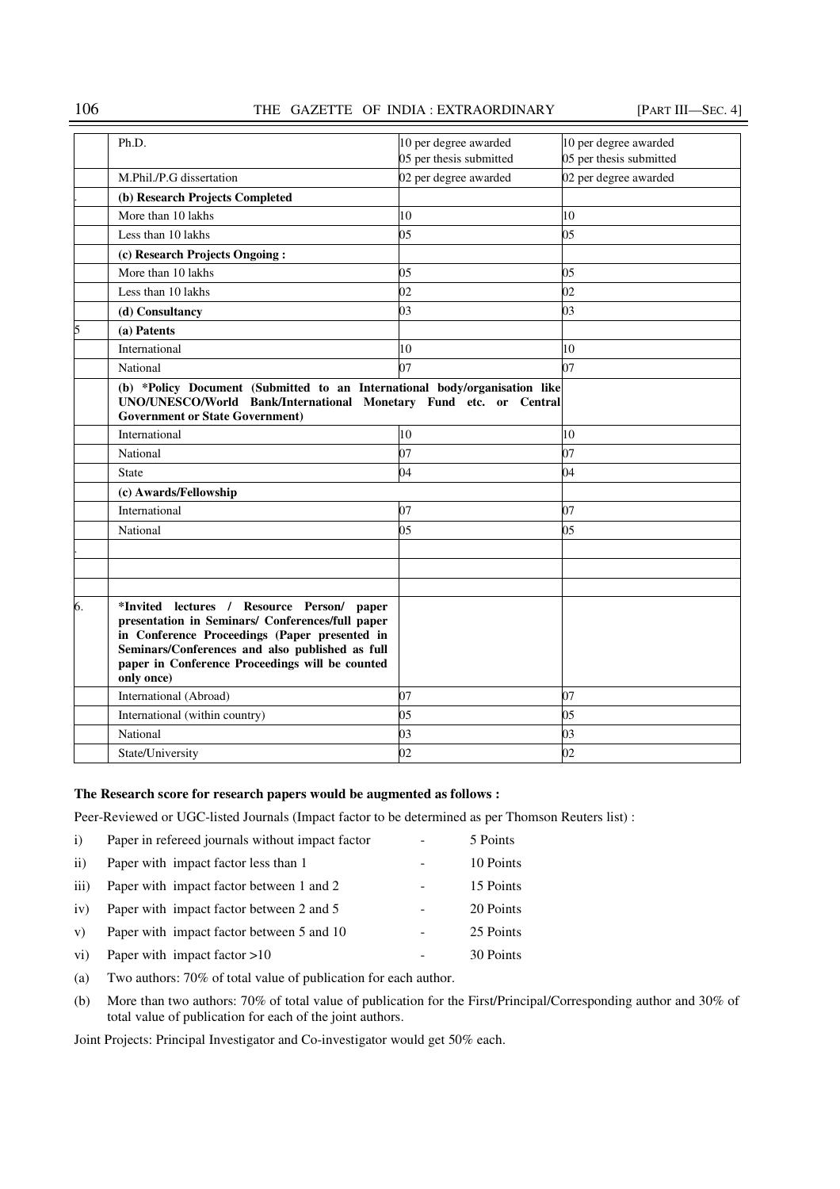| | | | |
|---|---|---|---|
| | Ph.D. | 10 per degree awarded<br>05 per thesis submitted | 10 per degree awarded<br>05 per thesis submitted |
| | M.Phil./P.G dissertation | 02 per degree awarded | 02 per degree awarded |
| . | **(b) Research Projects Completed** | | |
| | More than 10 lakhs | 10 | 10 |
| | Less than 10 lakhs | 05 | 05 |
| | **(c) Research Projects Ongoing :** | | |
| | More than 10 lakhs | 05 | 05 |
| | Less than 10 lakhs | 02 | 02 |
| | **(d) Consultancy** | 03 | 03 |
| 5 | **(a) Patents** | | |
| | International | 10 | 10 |
| | National | 07 | 07 |
| | **(b) \*Policy Document (Submitted to an International body/organisation like UNO/UNESCO/World Bank/International Monetary Fund etc. or Central Government or State Government)** | | |
| | International | 10 | 10 |
| | National | 07 | 07 |
| | State | 04 | 04 |
| | **(c) Awards/Fellowship** | | |
| | International | 07 | 07 |
| | National | 05 | 05 |
| . | | | |
| | | | |
| | | | |
| 6. | **\*Invited lectures / Resource Person/ paper presentation in Seminars/ Conferences/full paper in Conference Proceedings (Paper presented in Seminars/Conferences and also published as full paper in Conference Proceedings will be counted only once)** | | |
| | International (Abroad) | 07 | 07 |
| | International (within country) | 05 | 05 |
| | National | 03 | 03 |
| | State/University | 02 | 02 |

**The Research score for research papers would be augmented as follows :**

Peer-Reviewed or UGC-listed Journals (Impact factor to be determined as per Thomson Reuters list) :

i) Paper in refereed journals without impact factor - 5 Points

ii) Paper with impact factor less than 1 - 10 Points

iii) Paper with impact factor between 1 and 2 - 15 Points

iv) Paper with impact factor between 2 and 5 - 20 Points

v) Paper with impact factor between 5 and 10 - 25 Points

vi) Paper with impact factor >10 - 30 Points

(a) Two authors: 70% of total value of publication for each author.

(b) More than two authors: 70% of total value of publication for the First/Principal/Corresponding author and 30% of total value of publication for each of the joint authors.

Joint Projects: Principal Investigator and Co-investigator would get 50% each.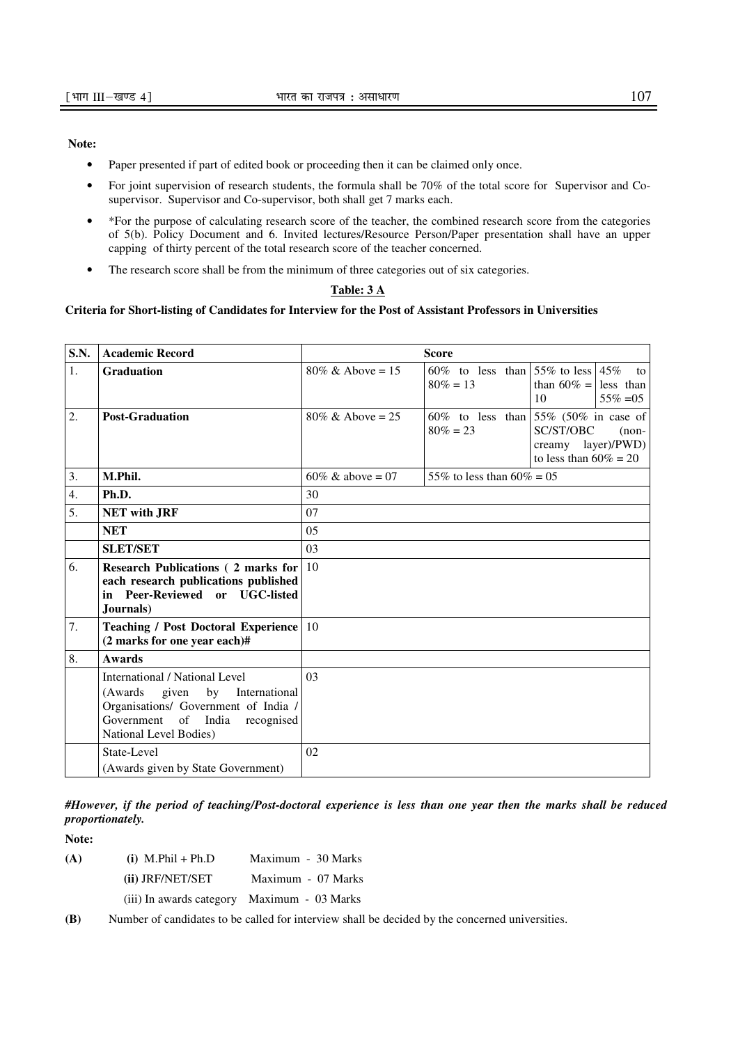**Note:**

- Paper presented if part of edited book or proceeding then it can be claimed only once.
- For joint supervision of research students, the formula shall be 70% of the total score for Supervisor and Co-supervisor. Supervisor and Co-supervisor, both shall get 7 marks each.
- *For the purpose of calculating research score of the teacher, the combined research score from the categories of 5(b). Policy Document and 6. Invited lectures/Resource Person/Paper presentation shall have an upper capping of thirty percent of the total research score of the teacher concerned.
- The research score shall be from the minimum of three categories out of six categories.

**Table: 3 A**

**Criteria for Short-listing of Candidates for Interview for the Post of Assistant Professors in Universities**

| S.N. | Academic Record | Score | | | |
|---|---|---|---|---|---|
| 1. | **Graduation** | 80% & Above = 15 | 60% to less than 80% = 13 | 55% to less than 60% = 10 | 45% to less than 55% =05 |
| 2. | **Post-Graduation** | 80% & Above = 25 | 60% to less than 80% = 23 | 55% (50% in case of SC/ST/OBC (non-creamy layer)/PWD) to less than 60% = 20 | |
| 3. | **M.Phil.** | 60% & above = 07 | 55% to less than 60% = 05 | | |
| 4. | **Ph.D.** | 30 | | | |
| 5. | **NET with JRF** | 07 | | | |
| | **NET** | 05 | | | |
| | **SLET/SET** | 03 | | | |
| 6. | **Research Publications ( 2 marks for each research publications published in Peer-Reviewed or UGC-listed Journals)** | 10 | | | |
| 7. | **Teaching / Post Doctoral Experience (2 marks for one year each)#** | 10 | | | |
| 8. | **Awards** | | | | |
| | International / National Level (Awards given by International Organisations/ Government of India / Government of India recognised National Level Bodies) | 03 | | | |
| | State-Level (Awards given by State Government) | 02 | | | |

***#However, if the period of teaching/Post-doctoral experience is less than one year then the marks shall be reduced proportionately.***

**Note:**

**(A)** **(i)** M.Phil + Ph.D Maximum - 30 Marks

**(ii)** JRF/NET/SET Maximum - 07 Marks

(iii) In awards category Maximum - 03 Marks

**(B)** Number of candidates to be called for interview shall be decided by the concerned universities.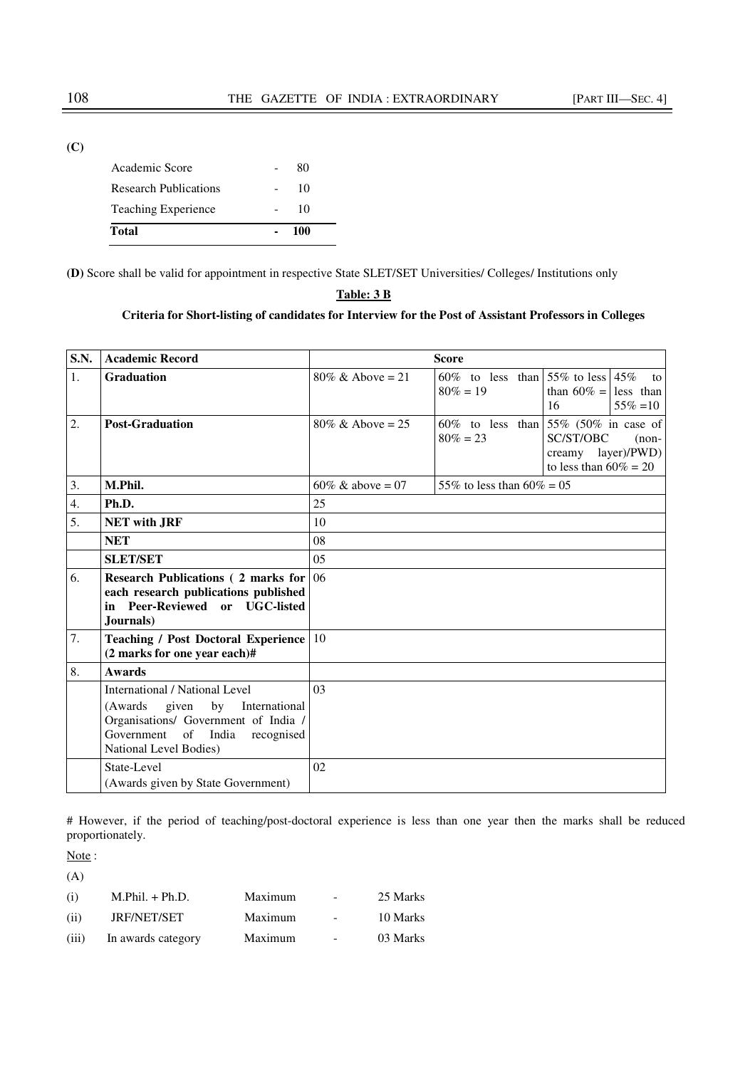**(C)**

| | | |
|---|---|---|
| Academic Score | - | 80 |
| Research Publications | - | 10 |
| Teaching Experience | - | 10 |
| **Total** | **-** | **100** |

**(D)** Score shall be valid for appointment in respective State SLET/SET Universities/ Colleges/ Institutions only

**Table: 3 B**

**Criteria for Short-listing of candidates for Interview for the Post of Assistant Professors in Colleges**

| S.N. | Academic Record | Score | | | |
|---|---|---|---|---|---|
| 1. | **Graduation** | 80% & Above = 21 | 60% to less than 80% = 19 | 55% to less than 60% = 16 | 45% to less than 55% =10 |
| 2. | **Post-Graduation** | 80% & Above = 25 | 60% to less than 80% = 23 | 55% (50% in case of SC/ST/OBC (non-creamy layer)/PWD) to less than 60% = 20 | |
| 3. | **M.Phil.** | 60% & above = 07 | 55% to less than 60% = 05 | | |
| 4. | **Ph.D.** | 25 | | | |
| 5. | **NET with JRF** | 10 | | | |
| | **NET** | 08 | | | |
| | **SLET/SET** | 05 | | | |
| 6. | **Research Publications ( 2 marks for each research publications published in Peer-Reviewed or UGC-listed Journals)** | 06 | | | |
| 7. | **Teaching / Post Doctoral Experience (2 marks for one year each)#** | 10 | | | |
| 8. | **Awards** | | | | |
| | International / National Level (Awards given by International Organisations/ Government of India / Government of India recognised National Level Bodies) | 03 | | | |
| | State-Level (Awards given by State Government) | 02 | | | |

# However, if the period of teaching/post-doctoral experience is less than one year then the marks shall be reduced proportionately.

Note :

(A)

| | | | | |
|---|---|---|---|---|
| (i) | M.Phil. + Ph.D. | Maximum | - | 25 Marks |
| (ii) | JRF/NET/SET | Maximum | - | 10 Marks |
| (iii) | In awards category | Maximum | - | 03 Marks |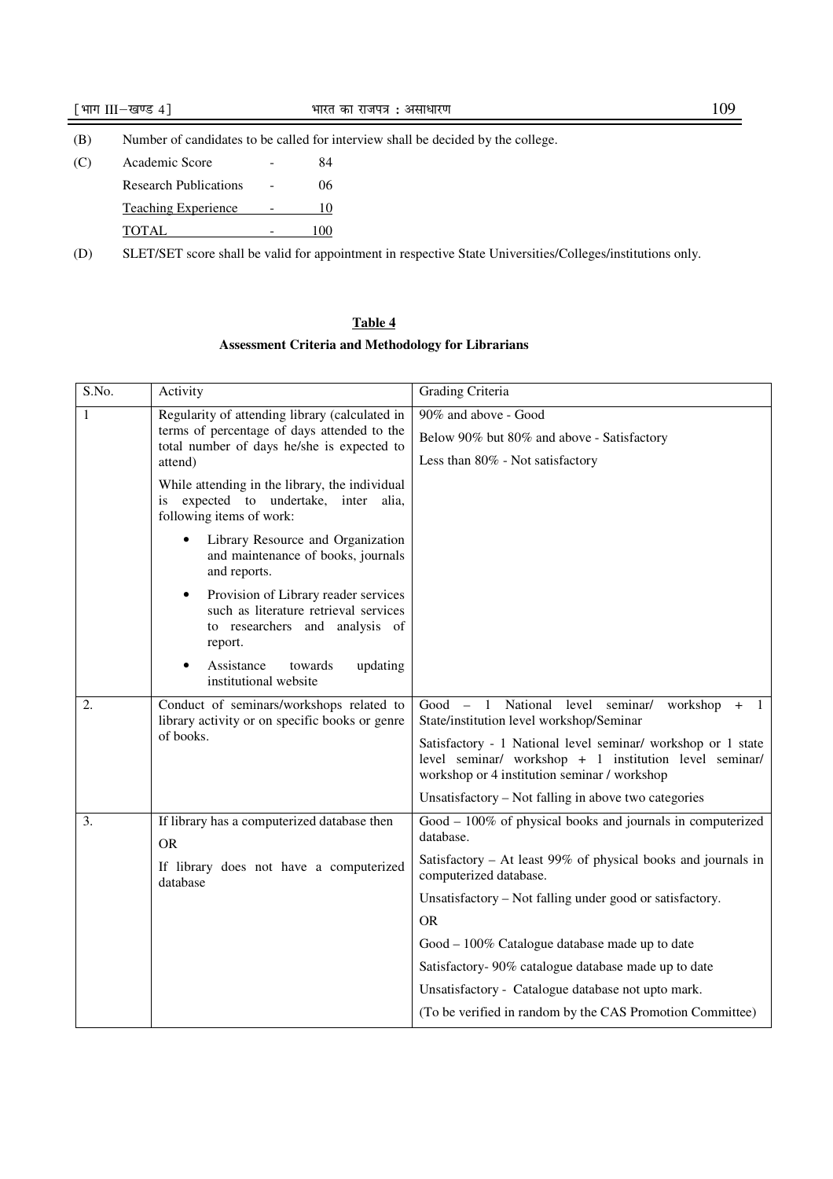(B) Number of candidates to be called for interview shall be decided by the college.

(C)

| | | |
|---|---|---|
| Academic Score | - | 84 |
| Research Publications | - | 06 |
| Teaching Experience | - | 10 |
| TOTAL | - | 100 |

(D) SLET/SET score shall be valid for appointment in respective State Universities/Colleges/institutions only.

**Table 4**

**Assessment Criteria and Methodology for Librarians**

| S.No. | Activity | Grading Criteria |
|---|---|---|
| 1 | Regularity of attending library (calculated in terms of percentage of days attended to the total number of days he/she is expected to attend)<br><br>While attending in the library, the individual is expected to undertake, inter alia, following items of work:<br>• Library Resource and Organization and maintenance of books, journals and reports.<br>• Provision of Library reader services such as literature retrieval services to researchers and analysis of report.<br>• Assistance towards updating institutional website | 90% and above - Good<br><br>Below 90% but 80% and above - Satisfactory<br><br>Less than 80% - Not satisfactory |
| 2. | Conduct of seminars/workshops related to library activity or on specific books or genre of books. | Good – 1 National level seminar/ workshop + 1 State/institution level workshop/Seminar<br><br>Satisfactory - 1 National level seminar/ workshop or 1 state level seminar/ workshop + 1 institution level seminar/ workshop or 4 institution seminar / workshop<br><br>Unsatisfactory – Not falling in above two categories |
| 3. | If library has a computerized database then<br><br>OR<br><br>If library does not have a computerized database | Good – 100% of physical books and journals in computerized database.<br><br>Satisfactory – At least 99% of physical books and journals in computerized database.<br><br>Unsatisfactory – Not falling under good or satisfactory.<br><br>OR<br><br>Good – 100% Catalogue database made up to date<br><br>Satisfactory- 90% catalogue database made up to date<br><br>Unsatisfactory - Catalogue database not upto mark.<br><br>(To be verified in random by the CAS Promotion Committee) |